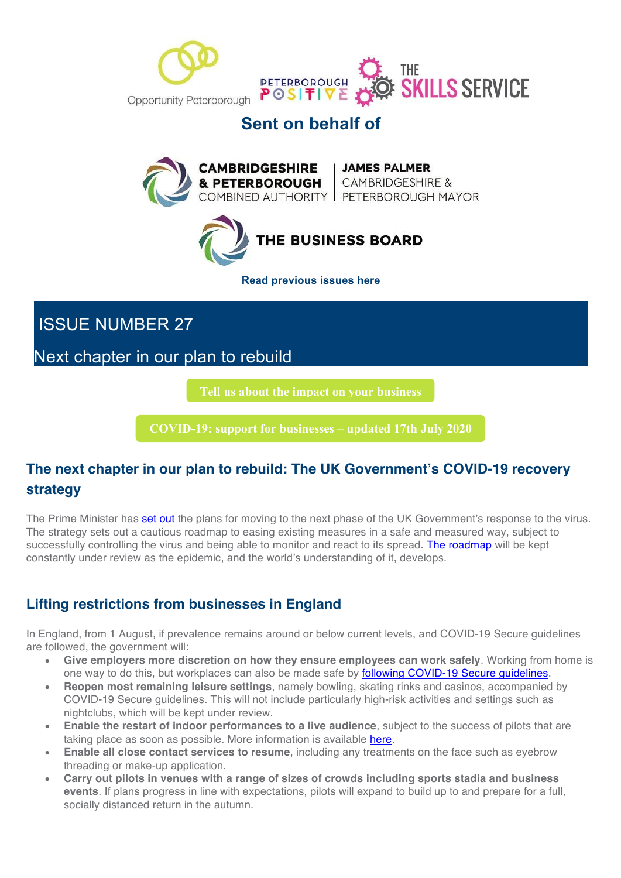Opportunity Peterborough | Peterborough Positive | The Skills Service

## Sent on behalf of

Cambridgeshire & Peterborough Combined Authority | James Palmer Cambridgeshire & Peterborough Mayor

The Business Board

**Read previous issues here**

# ISSUE NUMBER 27

Next chapter in our plan to rebuild

**Tell us about the impact on your business**

**COVID-19: support for businesses – updated 17th July 2020**

## The next chapter in our plan to rebuild: The UK Government's COVID-19 recovery strategy

The Prime Minister has set out the plans for moving to the next phase of the UK Government's response to the virus. The strategy sets out a cautious roadmap to easing existing measures in a safe and measured way, subject to successfully controlling the virus and being able to monitor and react to its spread. The roadmap will be kept constantly under review as the epidemic, and the world's understanding of it, develops.

## Lifting restrictions from businesses in England

In England, from 1 August, if prevalence remains around or below current levels, and COVID-19 Secure guidelines are followed, the government will:

- **Give employers more discretion on how they ensure employees can work safely**. Working from home is one way to do this, but workplaces can also be made safe by following COVID-19 Secure guidelines.
- **Reopen most remaining leisure settings**, namely bowling, skating rinks and casinos, accompanied by COVID-19 Secure guidelines. This will not include particularly high-risk activities and settings such as nightclubs, which will be kept under review.
- **Enable the restart of indoor performances to a live audience**, subject to the success of pilots that are taking place as soon as possible. More information is available here.
- **Enable all close contact services to resume**, including any treatments on the face such as eyebrow threading or make-up application.
- **Carry out pilots in venues with a range of sizes of crowds including sports stadia and business events**. If plans progress in line with expectations, pilots will expand to build up to and prepare for a full, socially distanced return in the autumn.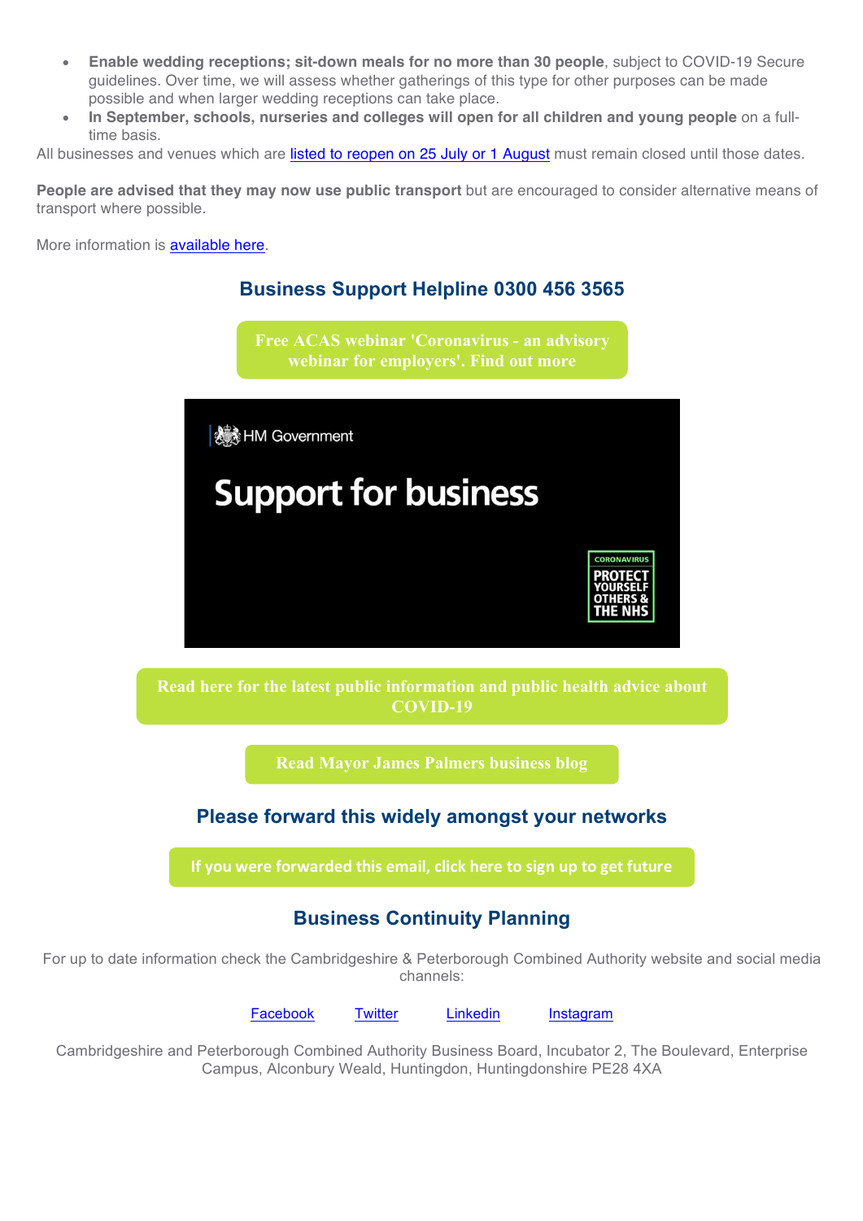- **Enable wedding receptions; sit-down meals for no more than 30 people**, subject to COVID-19 Secure guidelines. Over time, we will assess whether gatherings of this type for other purposes can be made possible and when larger wedding receptions can take place.
- **In September, schools, nurseries and colleges will open for all children and young people** on a full-time basis.

All businesses and venues which are listed to reopen on 25 July or 1 August must remain closed until those dates.

**People are advised that they may now use public transport** but are encouraged to consider alternative means of transport where possible.

More information is available here.

## Business Support Helpline 0300 456 3565

**Free ACAS webinar 'Coronavirus - an advisory webinar for employers'. Find out more**

HM Government

Support for business

CORONAVIRUS PROTECT YOURSELF OTHERS & THE NHS

**Read here for the latest public information and public health advice about COVID-19**

**Read Mayor James Palmers business blog**

## Please forward this widely amongst your networks

**If you were forwarded this email, click here to sign up to get future**

## Business Continuity Planning

For up to date information check the Cambridgeshire & Peterborough Combined Authority website and social media channels:

Facebook Twitter Linkedin Instagram

Cambridgeshire and Peterborough Combined Authority Business Board, Incubator 2, The Boulevard, Enterprise Campus, Alconbury Weald, Huntingdon, Huntingdonshire PE28 4XA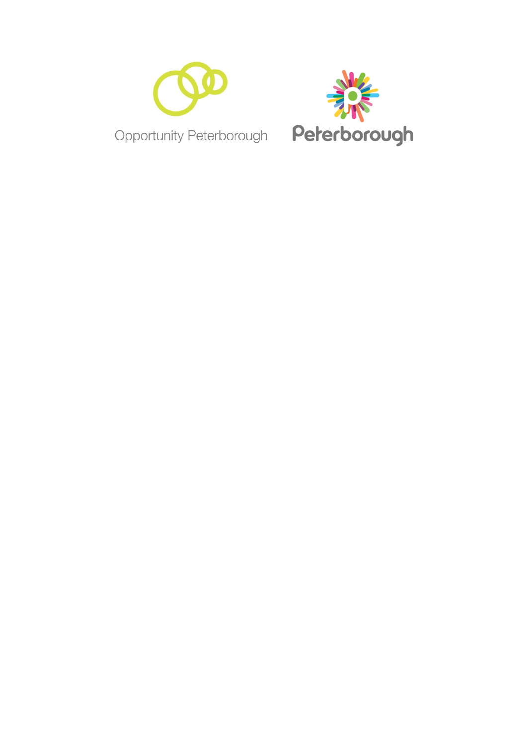Opportunity Peterborough

Peterborough